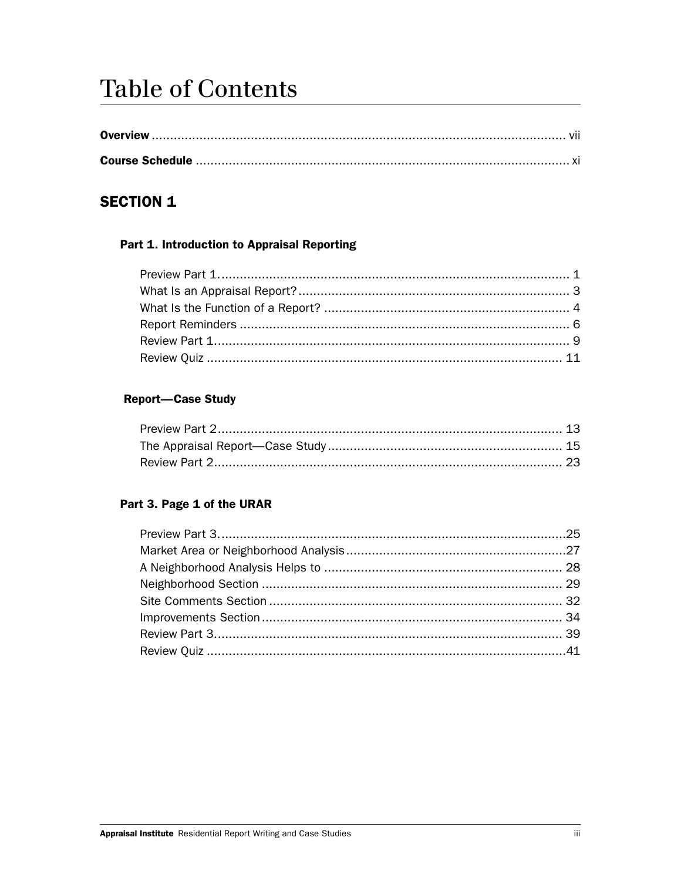# Table of Contents

**Overview** ..... vii

**Course Schedule** ..... xi

## SECTION 1

### Part 1. Introduction to Appraisal Reporting

Preview Part 1..... 1
What Is an Appraisal Report?..... 3
What Is the Function of a Report? ..... 4
Report Reminders ..... 6
Review Part 1..... 9
Review Quiz ..... 11

### Report—Case Study

Preview Part 2..... 13
The Appraisal Report—Case Study..... 15
Review Part 2..... 23

### Part 3. Page 1 of the URAR

Preview Part 3..... 25
Market Area or Neighborhood Analysis..... 27
A Neighborhood Analysis Helps to ..... 28
Neighborhood Section ..... 29
Site Comments Section ..... 32
Improvements Section..... 34
Review Part 3..... 39
Review Quiz ..... 41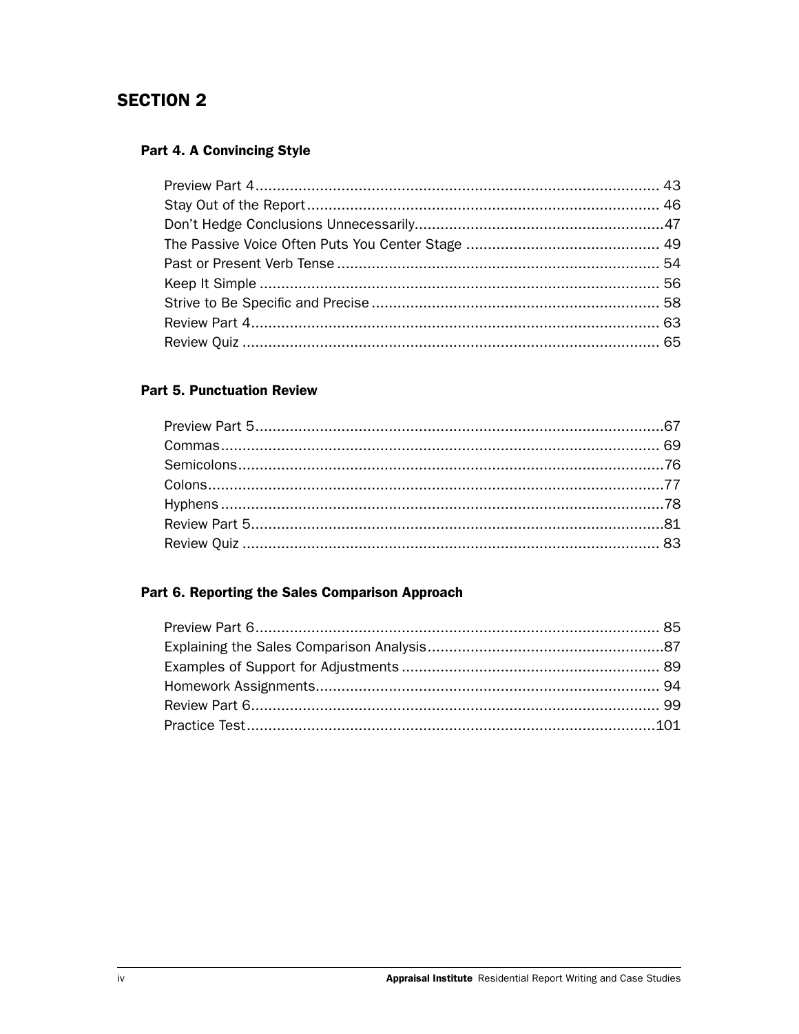## SECTION 2

### Part 4. A Convincing Style

Preview Part 4 .... 43
Stay Out of the Report .... 46
Don't Hedge Conclusions Unnecessarily .... 47
The Passive Voice Often Puts You Center Stage .... 49
Past or Present Verb Tense .... 54
Keep It Simple .... 56
Strive to Be Specific and Precise .... 58
Review Part 4 .... 63
Review Quiz .... 65

### Part 5. Punctuation Review

Preview Part 5 .... 67
Commas .... 69
Semicolons .... 76
Colons .... 77
Hyphens .... 78
Review Part 5 .... 81
Review Quiz .... 83

### Part 6. Reporting the Sales Comparison Approach

Preview Part 6 .... 85
Explaining the Sales Comparison Analysis .... 87
Examples of Support for Adjustments .... 89
Homework Assignments .... 94
Review Part 6 .... 99
Practice Test .... 101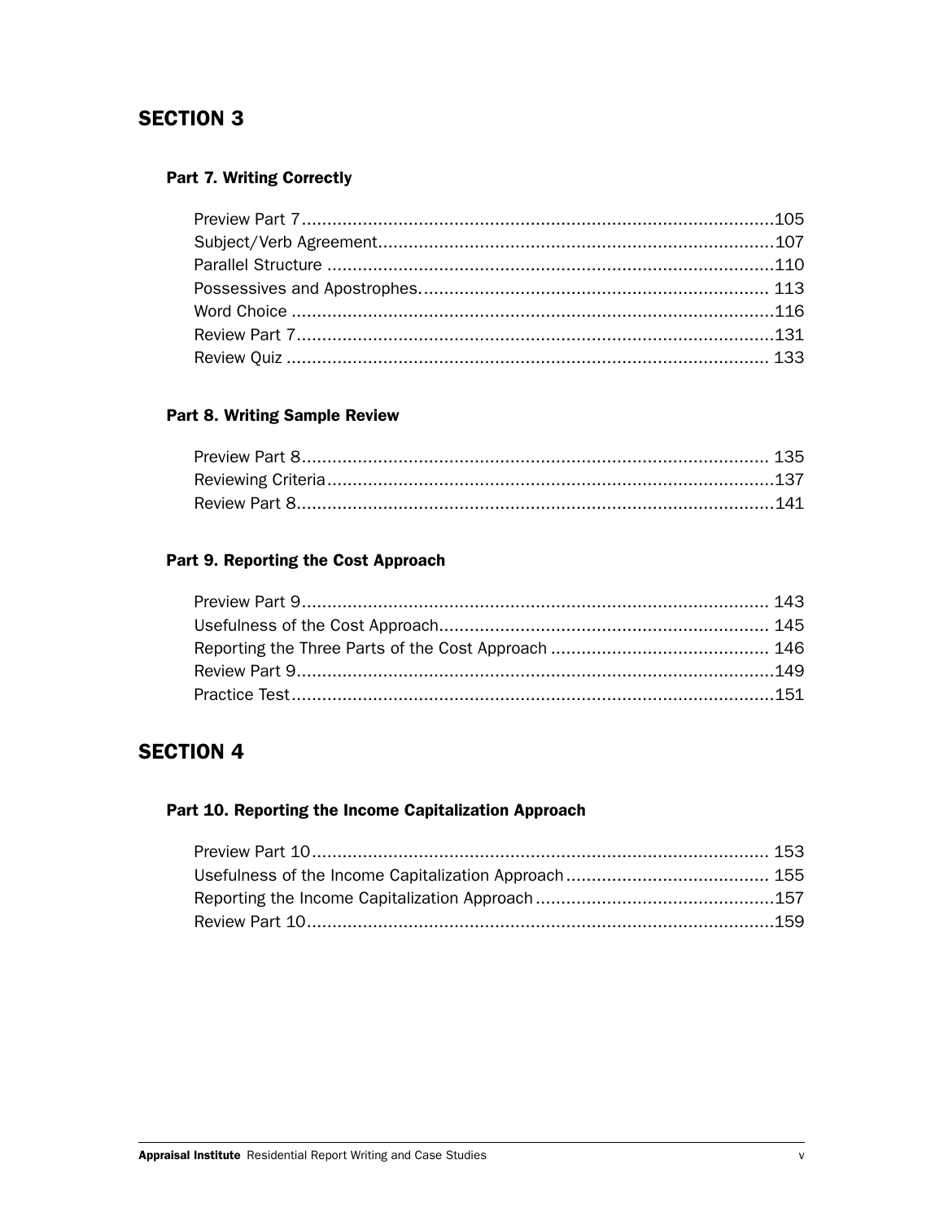## SECTION 3

### Part 7. Writing Correctly

Preview Part 7 .......... 105
Subject/Verb Agreement .......... 107
Parallel Structure .......... 110
Possessives and Apostrophes .......... 113
Word Choice .......... 116
Review Part 7 .......... 131
Review Quiz .......... 133

### Part 8. Writing Sample Review

Preview Part 8 .......... 135
Reviewing Criteria .......... 137
Review Part 8 .......... 141

### Part 9. Reporting the Cost Approach

Preview Part 9 .......... 143
Usefulness of the Cost Approach .......... 145
Reporting the Three Parts of the Cost Approach .......... 146
Review Part 9 .......... 149
Practice Test .......... 151

## SECTION 4

### Part 10. Reporting the Income Capitalization Approach

Preview Part 10 .......... 153
Usefulness of the Income Capitalization Approach .......... 155
Reporting the Income Capitalization Approach .......... 157
Review Part 10 .......... 159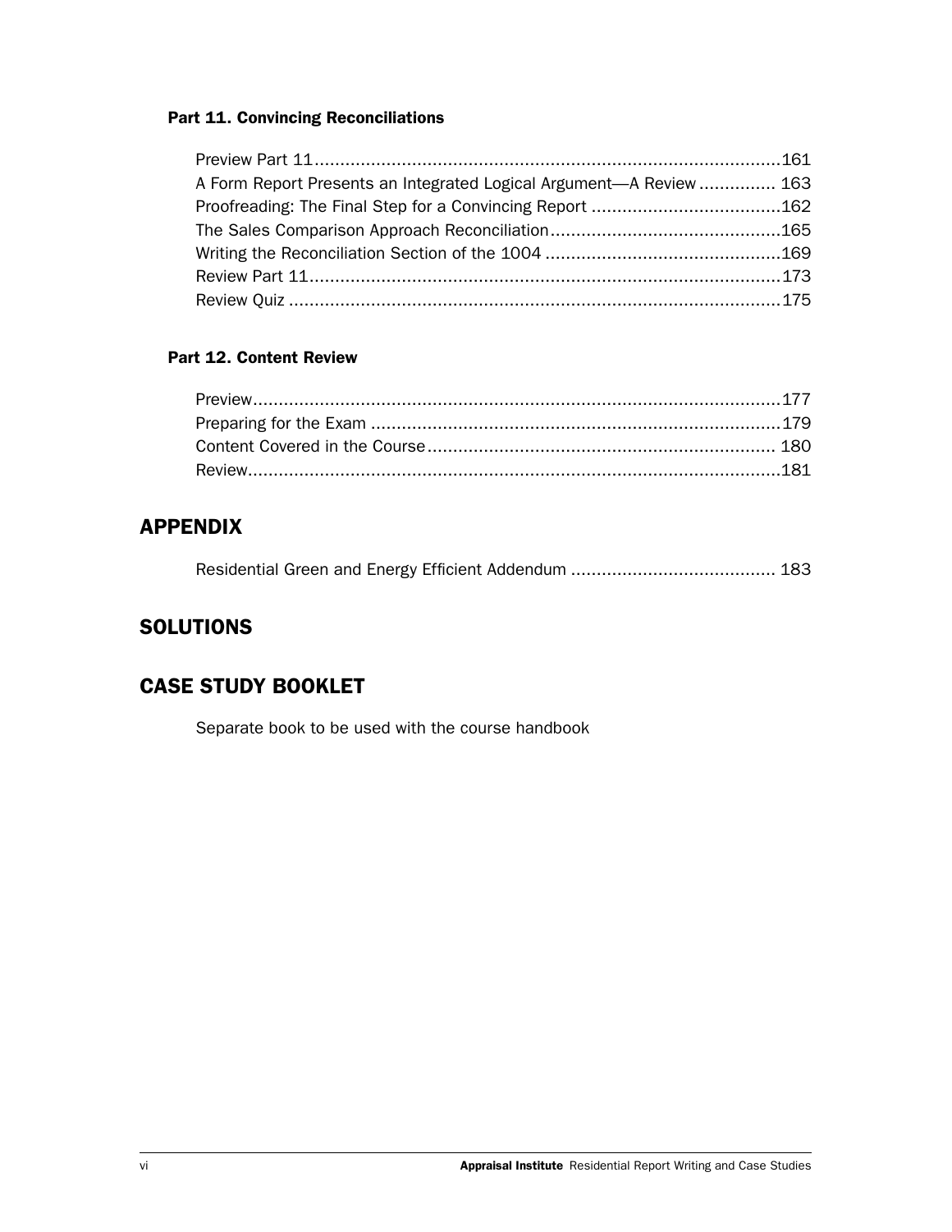**Part 11. Convincing Reconciliations**

Preview Part 11 .......................................................................................... 161
A Form Report Presents an Integrated Logical Argument—A Review ............... 163
Proofreading: The Final Step for a Convincing Report ..................................... 162
The Sales Comparison Approach Reconciliation ............................................. 165
Writing the Reconciliation Section of the 1004 .............................................. 169
Review Part 11 ........................................................................................... 173
Review Quiz ............................................................................................... 175

**Part 12. Content Review**

Preview ...................................................................................................... 177
Preparing for the Exam ............................................................................... 179
Content Covered in the Course .................................................................... 180
Review ....................................................................................................... 181

## APPENDIX

Residential Green and Energy Efficient Addendum ........................................ 183

## SOLUTIONS

## CASE STUDY BOOKLET

Separate book to be used with the course handbook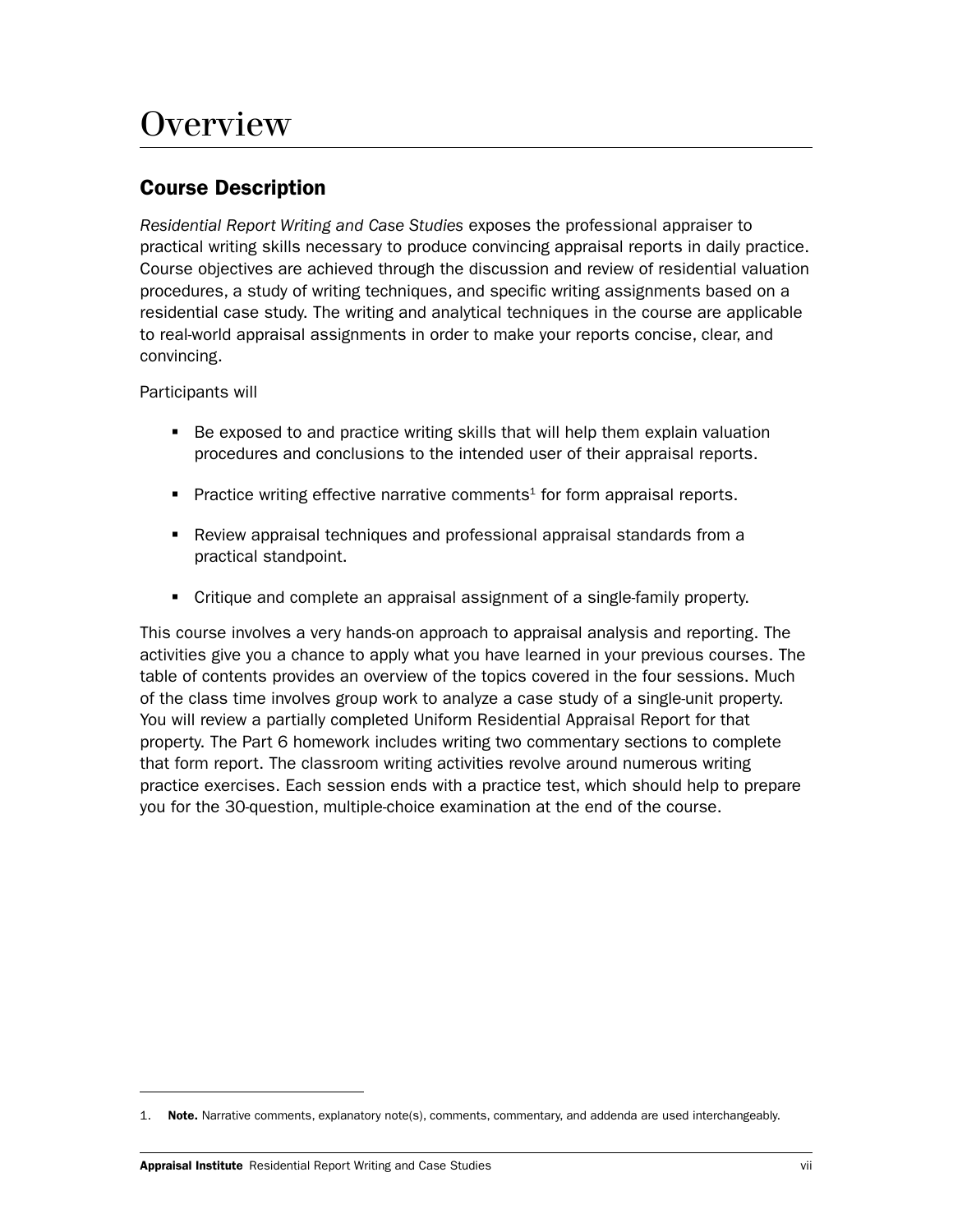# Overview

## Course Description

*Residential Report Writing and Case Studies* exposes the professional appraiser to practical writing skills necessary to produce convincing appraisal reports in daily practice. Course objectives are achieved through the discussion and review of residential valuation procedures, a study of writing techniques, and specific writing assignments based on a residential case study. The writing and analytical techniques in the course are applicable to real-world appraisal assignments in order to make your reports concise, clear, and convincing.

Participants will

- Be exposed to and practice writing skills that will help them explain valuation procedures and conclusions to the intended user of their appraisal reports.
- Practice writing effective narrative comments[1] for form appraisal reports.
- Review appraisal techniques and professional appraisal standards from a practical standpoint.
- Critique and complete an appraisal assignment of a single-family property.

This course involves a very hands-on approach to appraisal analysis and reporting. The activities give you a chance to apply what you have learned in your previous courses. The table of contents provides an overview of the topics covered in the four sessions. Much of the class time involves group work to analyze a case study of a single-unit property. You will review a partially completed Uniform Residential Appraisal Report for that property. The Part 6 homework includes writing two commentary sections to complete that form report. The classroom writing activities revolve around numerous writing practice exercises. Each session ends with a practice test, which should help to prepare you for the 30-question, multiple-choice examination at the end of the course.

1. **Note.** Narrative comments, explanatory note(s), comments, commentary, and addenda are used interchangeably.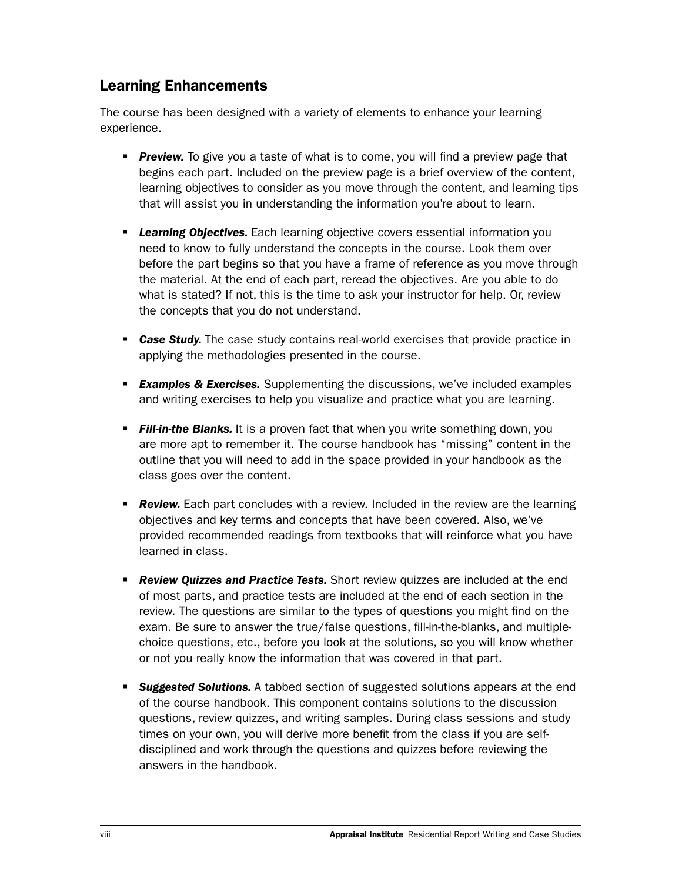## Learning Enhancements

The course has been designed with a variety of elements to enhance your learning experience.

- ***Preview.*** To give you a taste of what is to come, you will find a preview page that begins each part. Included on the preview page is a brief overview of the content, learning objectives to consider as you move through the content, and learning tips that will assist you in understanding the information you're about to learn.

- ***Learning Objectives.*** Each learning objective covers essential information you need to know to fully understand the concepts in the course. Look them over before the part begins so that you have a frame of reference as you move through the material. At the end of each part, reread the objectives. Are you able to do what is stated? If not, this is the time to ask your instructor for help. Or, review the concepts that you do not understand.

- ***Case Study.*** The case study contains real-world exercises that provide practice in applying the methodologies presented in the course.

- ***Examples & Exercises.*** Supplementing the discussions, we've included examples and writing exercises to help you visualize and practice what you are learning.

- ***Fill-in-the Blanks.*** It is a proven fact that when you write something down, you are more apt to remember it. The course handbook has "missing" content in the outline that you will need to add in the space provided in your handbook as the class goes over the content.

- ***Review.*** Each part concludes with a review. Included in the review are the learning objectives and key terms and concepts that have been covered. Also, we've provided recommended readings from textbooks that will reinforce what you have learned in class.

- ***Review Quizzes and Practice Tests.*** Short review quizzes are included at the end of most parts, and practice tests are included at the end of each section in the review. The questions are similar to the types of questions you might find on the exam. Be sure to answer the true/false questions, fill-in-the-blanks, and multiple-choice questions, etc., before you look at the solutions, so you will know whether or not you really know the information that was covered in that part.

- ***Suggested Solutions.*** A tabbed section of suggested solutions appears at the end of the course handbook. This component contains solutions to the discussion questions, review quizzes, and writing samples. During class sessions and study times on your own, you will derive more benefit from the class if you are self-disciplined and work through the questions and quizzes before reviewing the answers in the handbook.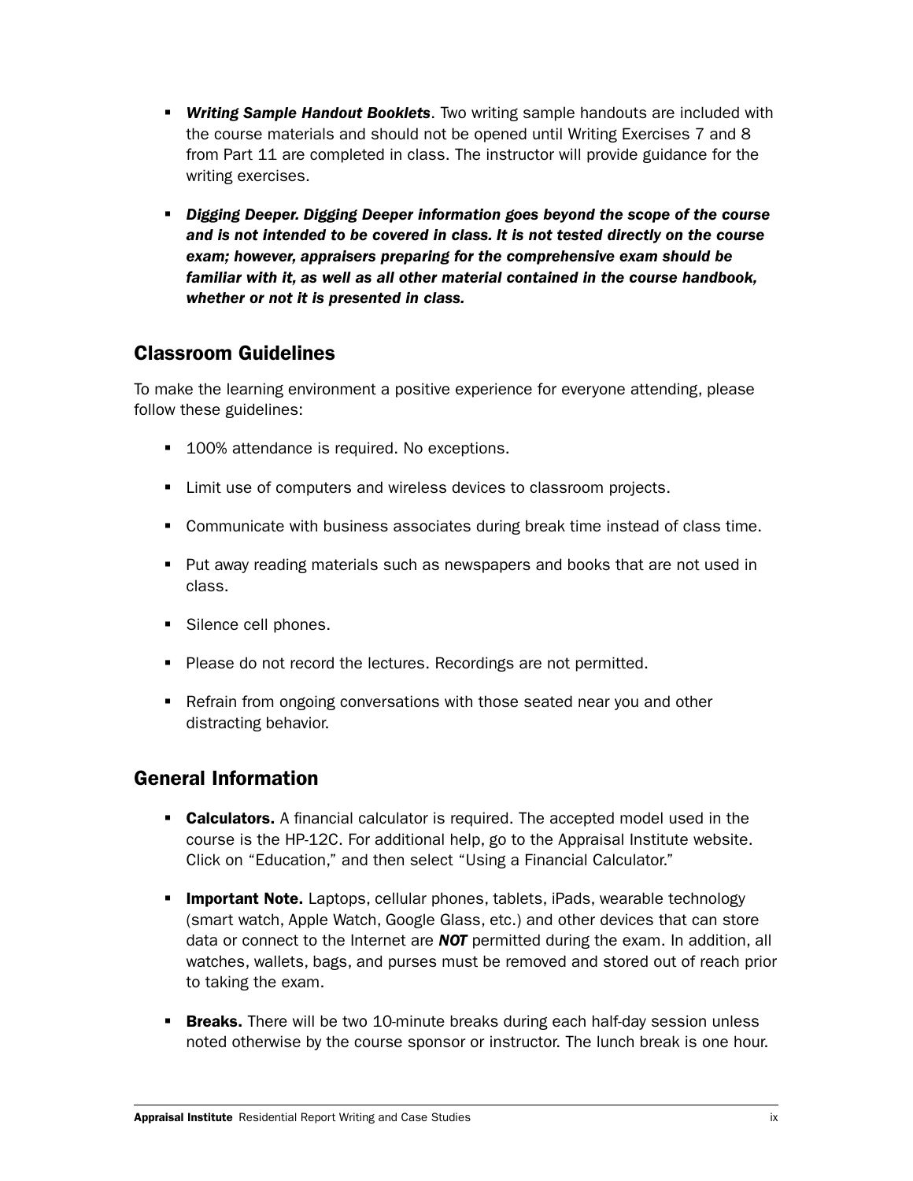- ***Writing Sample Handout Booklets***. Two writing sample handouts are included with the course materials and should not be opened until Writing Exercises 7 and 8 from Part 11 are completed in class. The instructor will provide guidance for the writing exercises.

- ***Digging Deeper. Digging Deeper information goes beyond the scope of the course and is not intended to be covered in class. It is not tested directly on the course exam; however, appraisers preparing for the comprehensive exam should be familiar with it, as well as all other material contained in the course handbook, whether or not it is presented in class.***

## Classroom Guidelines

To make the learning environment a positive experience for everyone attending, please follow these guidelines:

- 100% attendance is required. No exceptions.
- Limit use of computers and wireless devices to classroom projects.
- Communicate with business associates during break time instead of class time.
- Put away reading materials such as newspapers and books that are not used in class.
- Silence cell phones.
- Please do not record the lectures. Recordings are not permitted.
- Refrain from ongoing conversations with those seated near you and other distracting behavior.

## General Information

- **Calculators.** A financial calculator is required. The accepted model used in the course is the HP-12C. For additional help, go to the Appraisal Institute website. Click on "Education," and then select "Using a Financial Calculator."

- **Important Note.** Laptops, cellular phones, tablets, iPads, wearable technology (smart watch, Apple Watch, Google Glass, etc.) and other devices that can store data or connect to the Internet are ***NOT*** permitted during the exam. In addition, all watches, wallets, bags, and purses must be removed and stored out of reach prior to taking the exam.

- **Breaks.** There will be two 10-minute breaks during each half-day session unless noted otherwise by the course sponsor or instructor. The lunch break is one hour.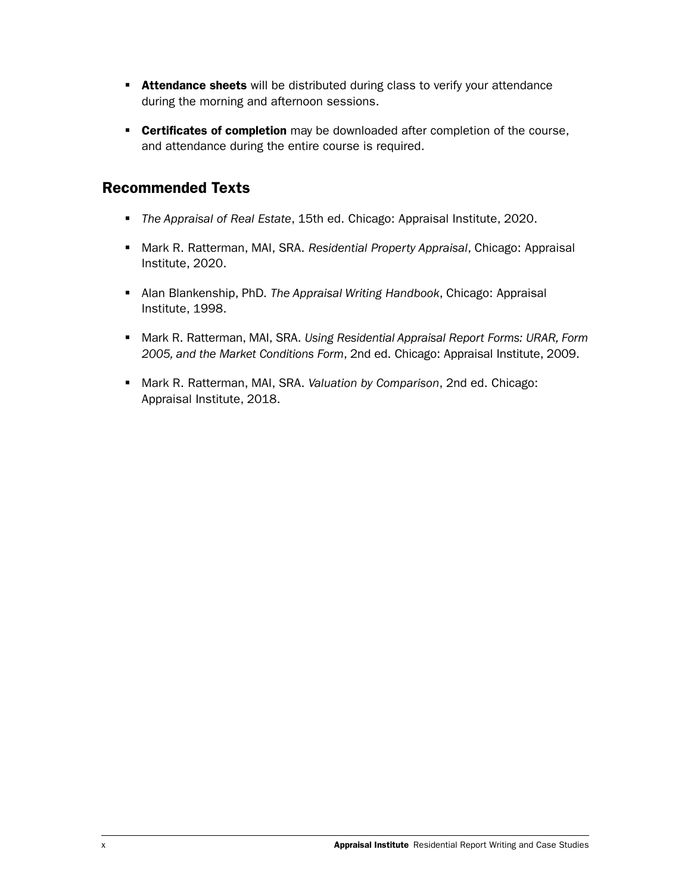- **Attendance sheets** will be distributed during class to verify your attendance during the morning and afternoon sessions.
- **Certificates of completion** may be downloaded after completion of the course, and attendance during the entire course is required.

## Recommended Texts

- *The Appraisal of Real Estate*, 15th ed. Chicago: Appraisal Institute, 2020.
- Mark R. Ratterman, MAI, SRA. *Residential Property Appraisal*, Chicago: Appraisal Institute, 2020.
- Alan Blankenship, PhD. *The Appraisal Writing Handbook*, Chicago: Appraisal Institute, 1998.
- Mark R. Ratterman, MAI, SRA. *Using Residential Appraisal Report Forms: URAR, Form 2005, and the Market Conditions Form*, 2nd ed. Chicago: Appraisal Institute, 2009.
- Mark R. Ratterman, MAI, SRA. *Valuation by Comparison*, 2nd ed. Chicago: Appraisal Institute, 2018.